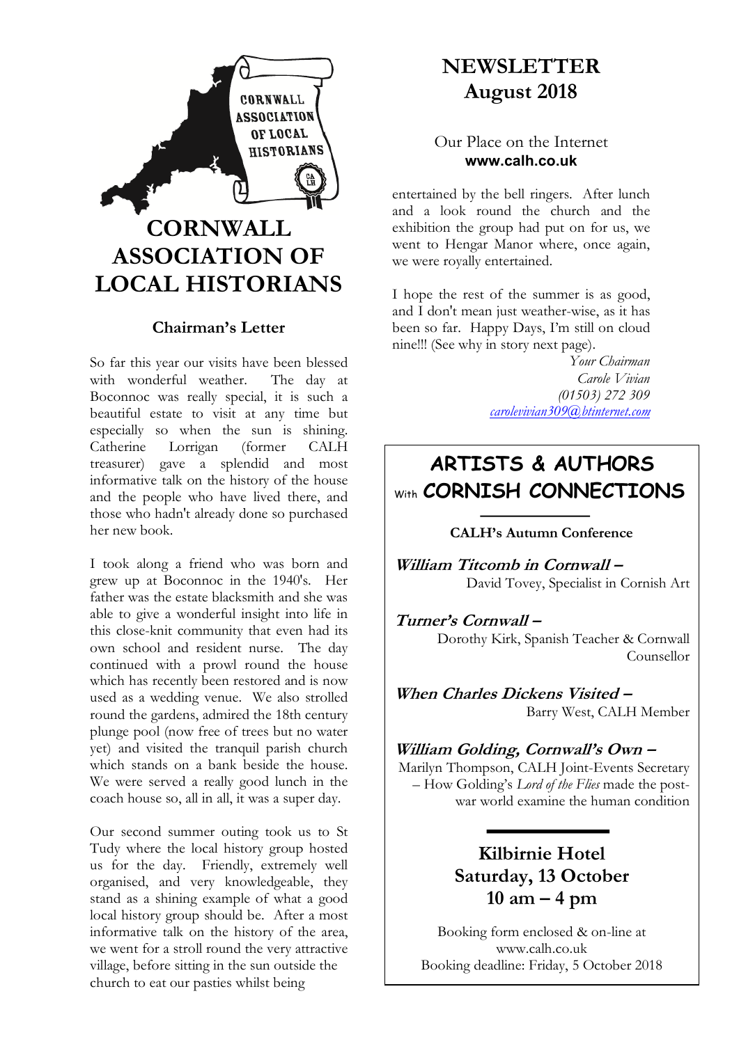# CORNWALL ASSOCIATION OF LOCAL HISTORIANS

# NEWSLETTER August 2018

Our Place on the Internet
**www.calh.co.uk**

## Chairman's Letter

So far this year our visits have been blessed with wonderful weather. The day at Boconnoc was really special, it is such a beautiful estate to visit at any time but especially so when the sun is shining. Catherine Lorrigan (former CALH treasurer) gave a splendid and most informative talk on the history of the house and the people who have lived there, and those who hadn't already done so purchased her new book.

I took along a friend who was born and grew up at Boconnoc in the 1940's. Her father was the estate blacksmith and she was able to give a wonderful insight into life in this close-knit community that even had its own school and resident nurse. The day continued with a prowl round the house which has recently been restored and is now used as a wedding venue. We also strolled round the gardens, admired the 18th century plunge pool (now free of trees but no water yet) and visited the tranquil parish church which stands on a bank beside the house. We were served a really good lunch in the coach house so, all in all, it was a super day.

Our second summer outing took us to St Tudy where the local history group hosted us for the day. Friendly, extremely well organised, and very knowledgeable, they stand as a shining example of what a good local history group should be. After a most informative talk on the history of the area, we went for a stroll round the very attractive village, before sitting in the sun outside the church to eat our pasties whilst being entertained by the bell ringers. After lunch and a look round the church and the exhibition the group had put on for us, we went to Hengar Manor where, once again, we were royally entertained.

I hope the rest of the summer is as good, and I don't mean just weather-wise, as it has been so far. Happy Days, I'm still on cloud nine!!! (See why in story next page).

*Your Chairman*
*Carole Vivian*
*(01503) 272 309*
*carolevivian309@btinternet.com*

---

## ARTISTS & AUTHORS With CORNISH CONNECTIONS

**CALH's Autumn Conference**

***William Titcomb in Cornwall –***
David Tovey, Specialist in Cornish Art

***Turner's Cornwall –***
Dorothy Kirk, Spanish Teacher & Cornwall Counsellor

***When Charles Dickens Visited –***
Barry West, CALH Member

***William Golding, Cornwall's Own –***
Marilyn Thompson, CALH Joint-Events Secretary – How Golding's *Lord of the Flies* made the post-war world examine the human condition

**Kilbirnie Hotel**
**Saturday, 13 October**
**10 am – 4 pm**

Booking form enclosed & on-line at www.calh.co.uk
Booking deadline: Friday, 5 October 2018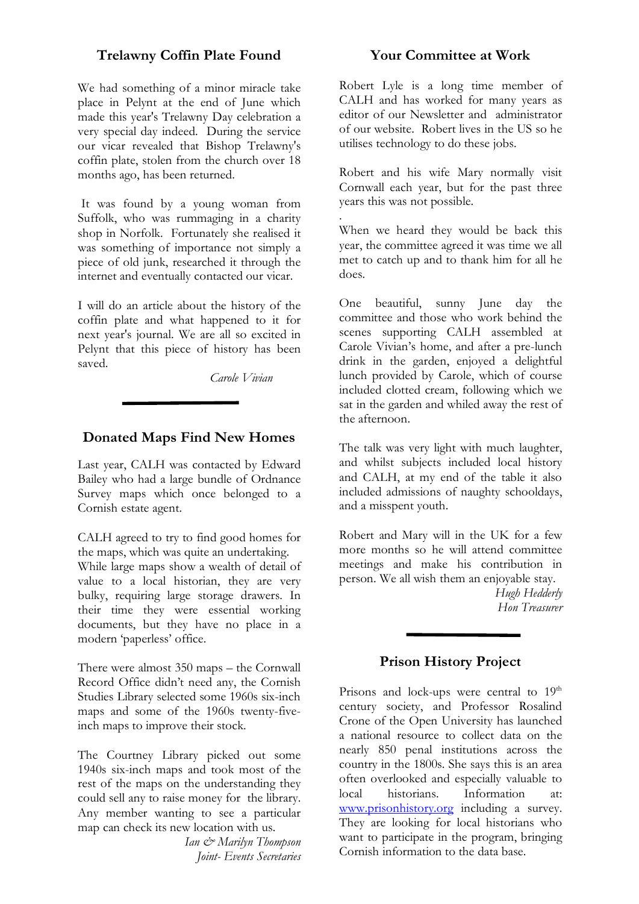## Trelawny Coffin Plate Found

We had something of a minor miracle take place in Pelynt at the end of June which made this year's Trelawny Day celebration a very special day indeed. During the service our vicar revealed that Bishop Trelawny's coffin plate, stolen from the church over 18 months ago, has been returned.

It was found by a young woman from Suffolk, who was rummaging in a charity shop in Norfolk. Fortunately she realised it was something of importance not simply a piece of old junk, researched it through the internet and eventually contacted our vicar.

I will do an article about the history of the coffin plate and what happened to it for next year's journal. We are all so excited in Pelynt that this piece of history has been saved.

*Carole Vivian*

## Donated Maps Find New Homes

Last year, CALH was contacted by Edward Bailey who had a large bundle of Ordnance Survey maps which once belonged to a Cornish estate agent.

CALH agreed to try to find good homes for the maps, which was quite an undertaking. While large maps show a wealth of detail of value to a local historian, they are very bulky, requiring large storage drawers. In their time they were essential working documents, but they have no place in a modern 'paperless' office.

There were almost 350 maps – the Cornwall Record Office didn't need any, the Cornish Studies Library selected some 1960s six-inch maps and some of the 1960s twenty-five-inch maps to improve their stock.

The Courtney Library picked out some 1940s six-inch maps and took most of the rest of the maps on the understanding they could sell any to raise money for the library. Any member wanting to see a particular map can check its new location with us.

*Ian & Marilyn Thompson*
*Joint- Events Secretaries*

## Your Committee at Work

Robert Lyle is a long time member of CALH and has worked for many years as editor of our Newsletter and administrator of our website. Robert lives in the US so he utilises technology to do these jobs.

Robert and his wife Mary normally visit Cornwall each year, but for the past three years this was not possible.

When we heard they would be back this year, the committee agreed it was time we all met to catch up and to thank him for all he does.

One beautiful, sunny June day the committee and those who work behind the scenes supporting CALH assembled at Carole Vivian's home, and after a pre-lunch drink in the garden, enjoyed a delightful lunch provided by Carole, which of course included clotted cream, following which we sat in the garden and whiled away the rest of the afternoon.

The talk was very light with much laughter, and whilst subjects included local history and CALH, at my end of the table it also included admissions of naughty schooldays, and a misspent youth.

Robert and Mary will in the UK for a few more months so he will attend committee meetings and make his contribution in person. We all wish them an enjoyable stay.

*Hugh Hedderly*
*Hon Treasurer*

## Prison History Project

Prisons and lock-ups were central to 19th century society, and Professor Rosalind Crone of the Open University has launched a national resource to collect data on the nearly 850 penal institutions across the country in the 1800s. She says this is an area often overlooked and especially valuable to local historians. Information at: www.prisonhistory.org including a survey. They are looking for local historians who want to participate in the program, bringing Cornish information to the data base.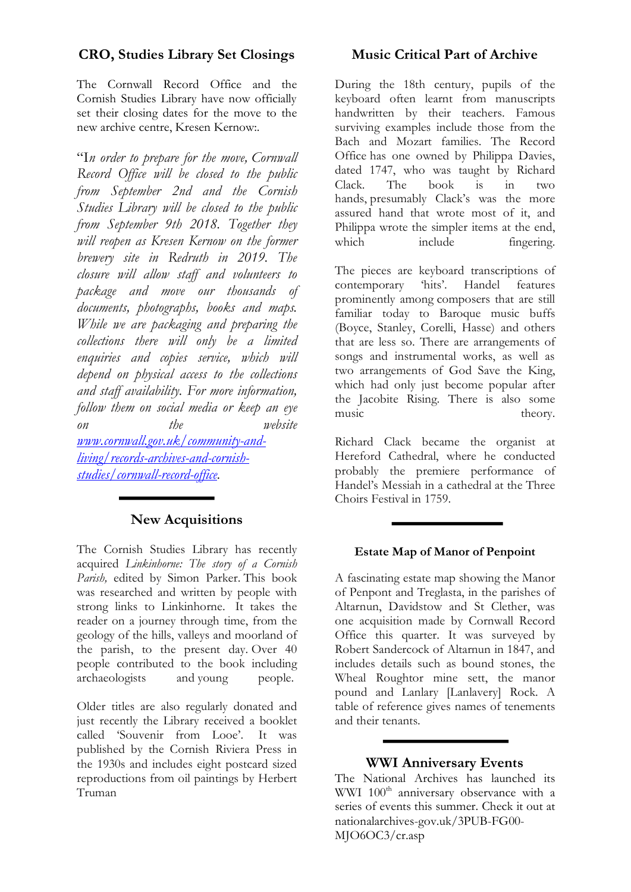## CRO, Studies Library Set Closings

The Cornwall Record Office and the Cornish Studies Library have now officially set their closing dates for the move to the new archive centre, Kresen Kernow:.

"I*n order to prepare for the move, Cornwall Record Office will be closed to the public from September 2nd and the Cornish Studies Library will be closed to the public from September 9th 2018. Together they will reopen as Kresen Kernow on the former brewery site in Redruth in 2019. The closure will allow staff and volunteers to package and move our thousands of documents, photographs, books and maps. While we are packaging and preparing the collections there will only be a limited enquiries and copies service, which will depend on physical access to the collections and staff availability. For more information, follow them on social media or keep an eye on the website [www.cornwall.gov.uk/community-and-living/records-archives-and-cornish-studies/cornwall-record-office](www.cornwall.gov.uk/community-and-living/records-archives-and-cornish-studies/cornwall-record-office).*

## New Acquisitions

The Cornish Studies Library has recently acquired *Linkinhorne: The story of a Cornish Parish,* edited by Simon Parker. This book was researched and written by people with strong links to Linkinhorne. It takes the reader on a journey through time, from the geology of the hills, valleys and moorland of the parish, to the present day. Over 40 people contributed to the book including archaeologists and young people.

Older titles are also regularly donated and just recently the Library received a booklet called 'Souvenir from Looe'. It was published by the Cornish Riviera Press in the 1930s and includes eight postcard sized reproductions from oil paintings by Herbert Truman

## Music Critical Part of Archive

During the 18th century, pupils of the keyboard often learnt from manuscripts handwritten by their teachers. Famous surviving examples include those from the Bach and Mozart families. The Record Office has one owned by Philippa Davies, dated 1747, who was taught by Richard Clack. The book is in two hands, presumably Clack's was the more assured hand that wrote most of it, and Philippa wrote the simpler items at the end, which include fingering.

The pieces are keyboard transcriptions of contemporary 'hits'. Handel features prominently among composers that are still familiar today to Baroque music buffs (Boyce, Stanley, Corelli, Hasse) and others that are less so. There are arrangements of songs and instrumental works, as well as two arrangements of God Save the King, which had only just become popular after the Jacobite Rising. There is also some music theory.

Richard Clack became the organist at Hereford Cathedral, where he conducted probably the premiere performance of Handel's Messiah in a cathedral at the Three Choirs Festival in 1759.

### Estate Map of Manor of Penpoint

A fascinating estate map showing the Manor of Penpont and Treglasta, in the parishes of Altarnun, Davidstow and St Clether, was one acquisition made by Cornwall Record Office this quarter. It was surveyed by Robert Sandercock of Altarnun in 1847, and includes details such as bound stones, the Wheal Roughtor mine sett, the manor pound and Lanlary [Lanlavery] Rock. A table of reference gives names of tenements and their tenants.

## WWI Anniversary Events

The National Archives has launched its WWI 100th anniversary observance with a series of events this summer. Check it out at nationalarchives-gov.uk/3PUB-FG00-MJO6OC3/cr.asp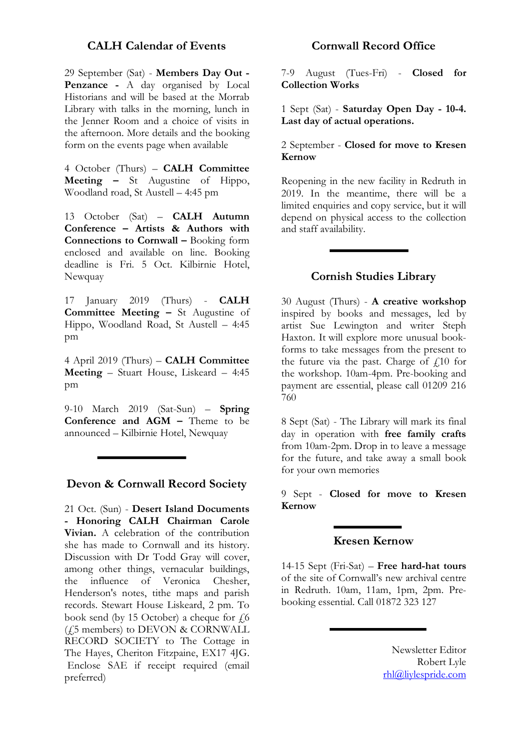## CALH Calendar of Events

29 September (Sat) - **Members Day Out - Penzance -** A day organised by Local Historians and will be based at the Morrab Library with talks in the morning, lunch in the Jenner Room and a choice of visits in the afternoon. More details and the booking form on the events page when available

4 October (Thurs) – **CALH Committee Meeting –** St Augustine of Hippo, Woodland road, St Austell – 4:45 pm

13 October (Sat) – **CALH Autumn Conference – Artists & Authors with Connections to Cornwall –** Booking form enclosed and available on line. Booking deadline is Fri. 5 Oct. Kilbirnie Hotel, Newquay

17 January 2019 (Thurs) - **CALH Committee Meeting –** St Augustine of Hippo, Woodland Road, St Austell – 4:45 pm

4 April 2019 (Thurs) – **CALH Committee Meeting** – Stuart House, Liskeard – 4:45 pm

9-10 March 2019 (Sat-Sun) – **Spring Conference and AGM –** Theme to be announced – Kilbirnie Hotel, Newquay

## Devon & Cornwall Record Society

21 Oct. (Sun) - **Desert Island Documents - Honoring CALH Chairman Carole Vivian.** A celebration of the contribution she has made to Cornwall and its history. Discussion with Dr Todd Gray will cover, among other things, vernacular buildings, the influence of Veronica Chesher, Henderson's notes, tithe maps and parish records. Stewart House Liskeard, 2 pm. To book send (by 15 October) a cheque for £6 (£5 members) to DEVON & CORNWALL RECORD SOCIETY to The Cottage in The Hayes, Cheriton Fitzpaine, EX17 4JG. Enclose SAE if receipt required (email preferred)

## Cornwall Record Office

7-9 August (Tues-Fri) - **Closed for Collection Works**

1 Sept (Sat) - **Saturday Open Day - 10-4. Last day of actual operations.**

2 September - **Closed for move to Kresen Kernow**

Reopening in the new facility in Redruth in 2019. In the meantime, there will be a limited enquiries and copy service, but it will depend on physical access to the collection and staff availability.

## Cornish Studies Library

30 August (Thurs) - **A creative workshop** inspired by books and messages, led by artist Sue Lewington and writer Steph Haxton. It will explore more unusual book-forms to take messages from the present to the future via the past. Charge of £10 for the workshop. 10am-4pm. Pre-booking and payment are essential, please call 01209 216 760

8 Sept (Sat) - The Library will mark its final day in operation with **free family crafts** from 10am-2pm. Drop in to leave a message for the future, and take away a small book for your own memories

9 Sept - **Closed for move to Kresen Kernow**

## Kresen Kernow

14-15 Sept (Fri-Sat) – **Free hard-hat tours** of the site of Cornwall's new archival centre in Redruth. 10am, 11am, 1pm, 2pm. Pre-booking essential. Call 01872 323 127

Newsletter Editor
Robert Lyle
rhl@lylespride.com